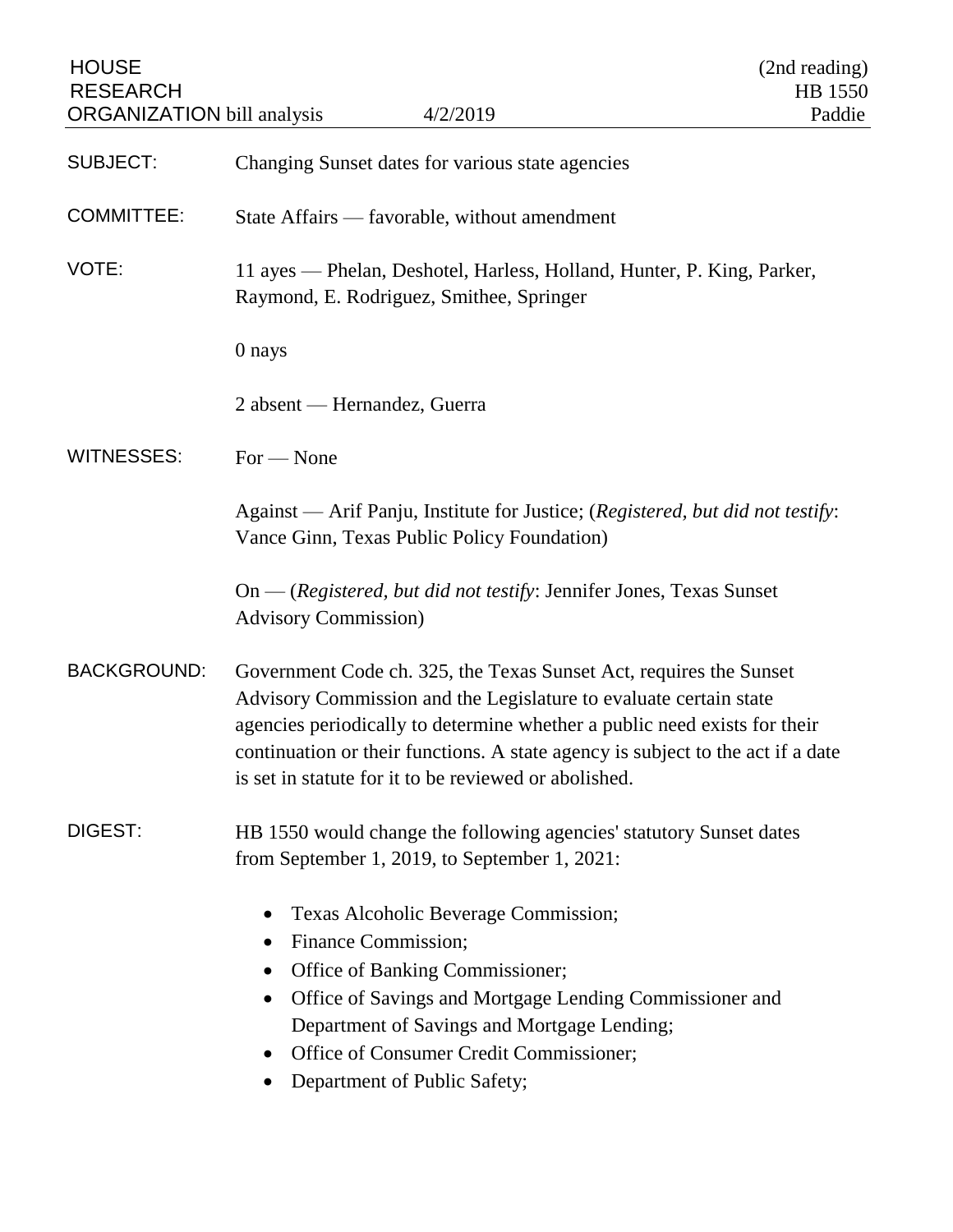HOUSE RESEARCH ORGANIZATION bill analysis — 4/2/2019 — (2nd reading) HB 1550, Paddie

**SUBJECT:** Changing Sunset dates for various state agencies

**COMMITTEE:** State Affairs — favorable, without amendment

**VOTE:** 11 ayes — Phelan, Deshotel, Harless, Holland, Hunter, P. King, Parker, Raymond, E. Rodriguez, Smithee, Springer

0 nays

2 absent — Hernandez, Guerra

**WITNESSES:** For — None

Against — Arif Panju, Institute for Justice; (*Registered, but did not testify*: Vance Ginn, Texas Public Policy Foundation)

On — (*Registered, but did not testify*: Jennifer Jones, Texas Sunset Advisory Commission)

**BACKGROUND:** Government Code ch. 325, the Texas Sunset Act, requires the Sunset Advisory Commission and the Legislature to evaluate certain state agencies periodically to determine whether a public need exists for their continuation or their functions. A state agency is subject to the act if a date is set in statute for it to be reviewed or abolished.

**DIGEST:** HB 1550 would change the following agencies' statutory Sunset dates from September 1, 2019, to September 1, 2021:

- Texas Alcoholic Beverage Commission;
- Finance Commission;
- Office of Banking Commissioner;
- Office of Savings and Mortgage Lending Commissioner and Department of Savings and Mortgage Lending;
- Office of Consumer Credit Commissioner;
- Department of Public Safety;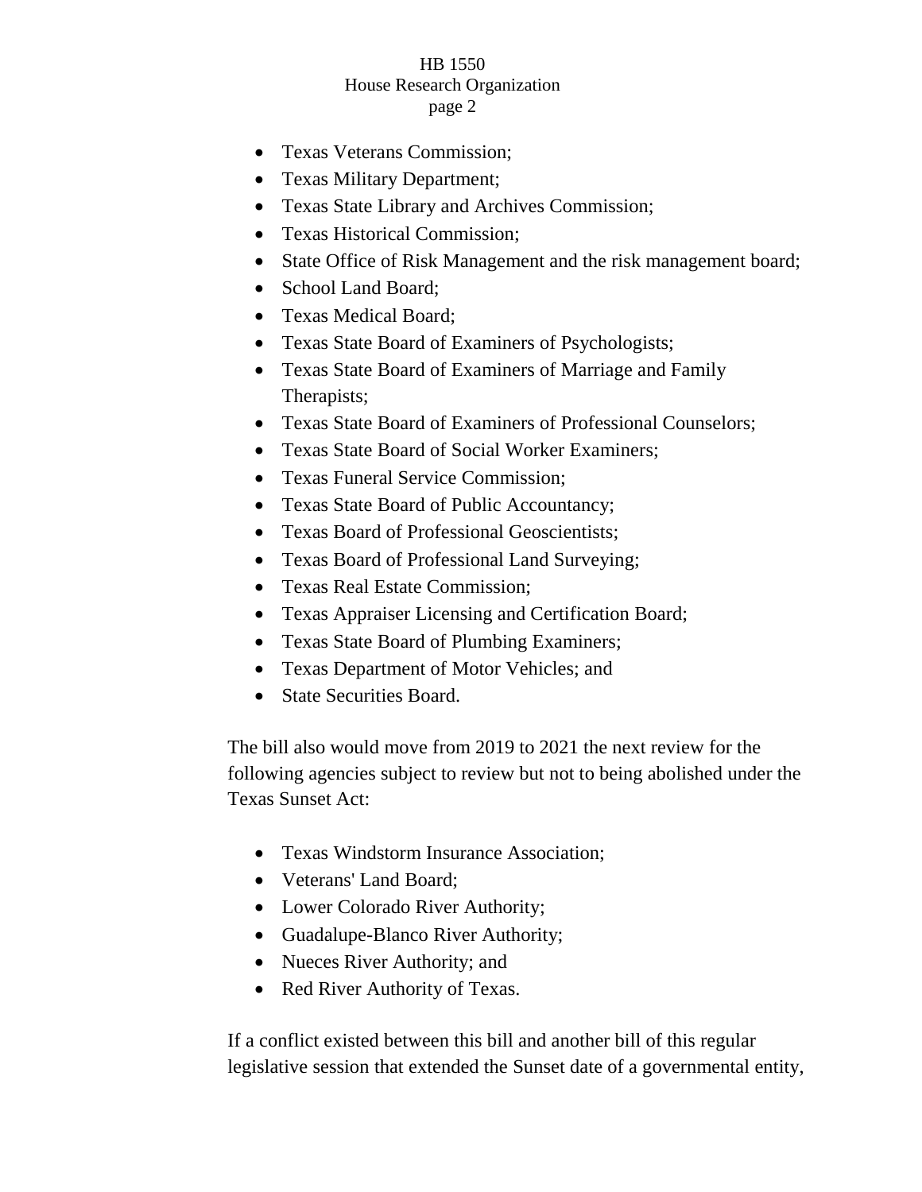- Texas Veterans Commission;
- Texas Military Department;
- Texas State Library and Archives Commission;
- Texas Historical Commission;
- State Office of Risk Management and the risk management board;
- School Land Board;
- Texas Medical Board;
- Texas State Board of Examiners of Psychologists;
- Texas State Board of Examiners of Marriage and Family Therapists;
- Texas State Board of Examiners of Professional Counselors;
- Texas State Board of Social Worker Examiners;
- Texas Funeral Service Commission;
- Texas State Board of Public Accountancy;
- Texas Board of Professional Geoscientists;
- Texas Board of Professional Land Surveying;
- Texas Real Estate Commission;
- Texas Appraiser Licensing and Certification Board;
- Texas State Board of Plumbing Examiners;
- Texas Department of Motor Vehicles; and
- State Securities Board.

The bill also would move from 2019 to 2021 the next review for the following agencies subject to review but not to being abolished under the Texas Sunset Act:

- Texas Windstorm Insurance Association;
- Veterans' Land Board;
- Lower Colorado River Authority;
- Guadalupe-Blanco River Authority;
- Nueces River Authority; and
- Red River Authority of Texas.

If a conflict existed between this bill and another bill of this regular legislative session that extended the Sunset date of a governmental entity,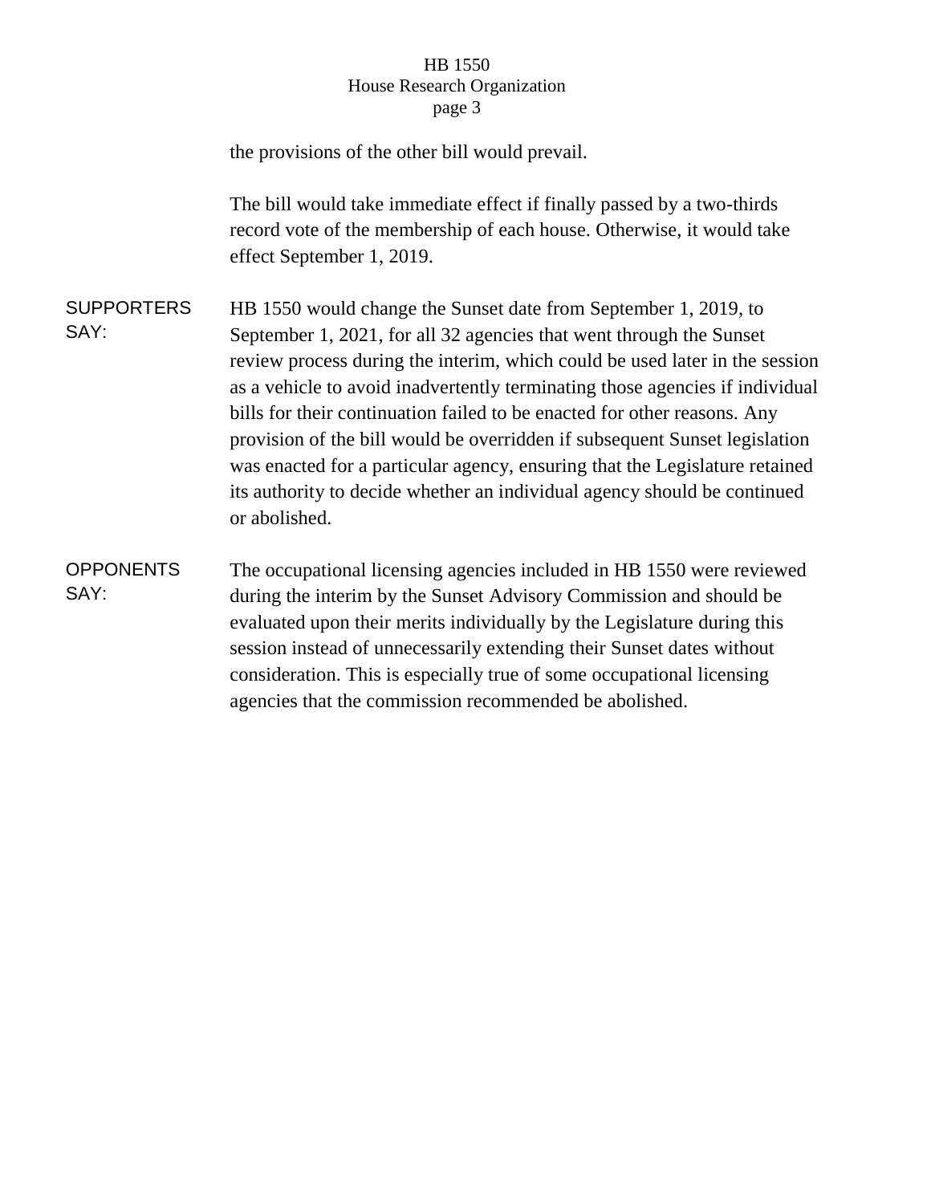the provisions of the other bill would prevail.

The bill would take immediate effect if finally passed by a two-thirds record vote of the membership of each house. Otherwise, it would take effect September 1, 2019.

**SUPPORTERS SAY:**

HB 1550 would change the Sunset date from September 1, 2019, to September 1, 2021, for all 32 agencies that went through the Sunset review process during the interim, which could be used later in the session as a vehicle to avoid inadvertently terminating those agencies if individual bills for their continuation failed to be enacted for other reasons. Any provision of the bill would be overridden if subsequent Sunset legislation was enacted for a particular agency, ensuring that the Legislature retained its authority to decide whether an individual agency should be continued or abolished.

**OPPONENTS SAY:**

The occupational licensing agencies included in HB 1550 were reviewed during the interim by the Sunset Advisory Commission and should be evaluated upon their merits individually by the Legislature during this session instead of unnecessarily extending their Sunset dates without consideration. This is especially true of some occupational licensing agencies that the commission recommended be abolished.